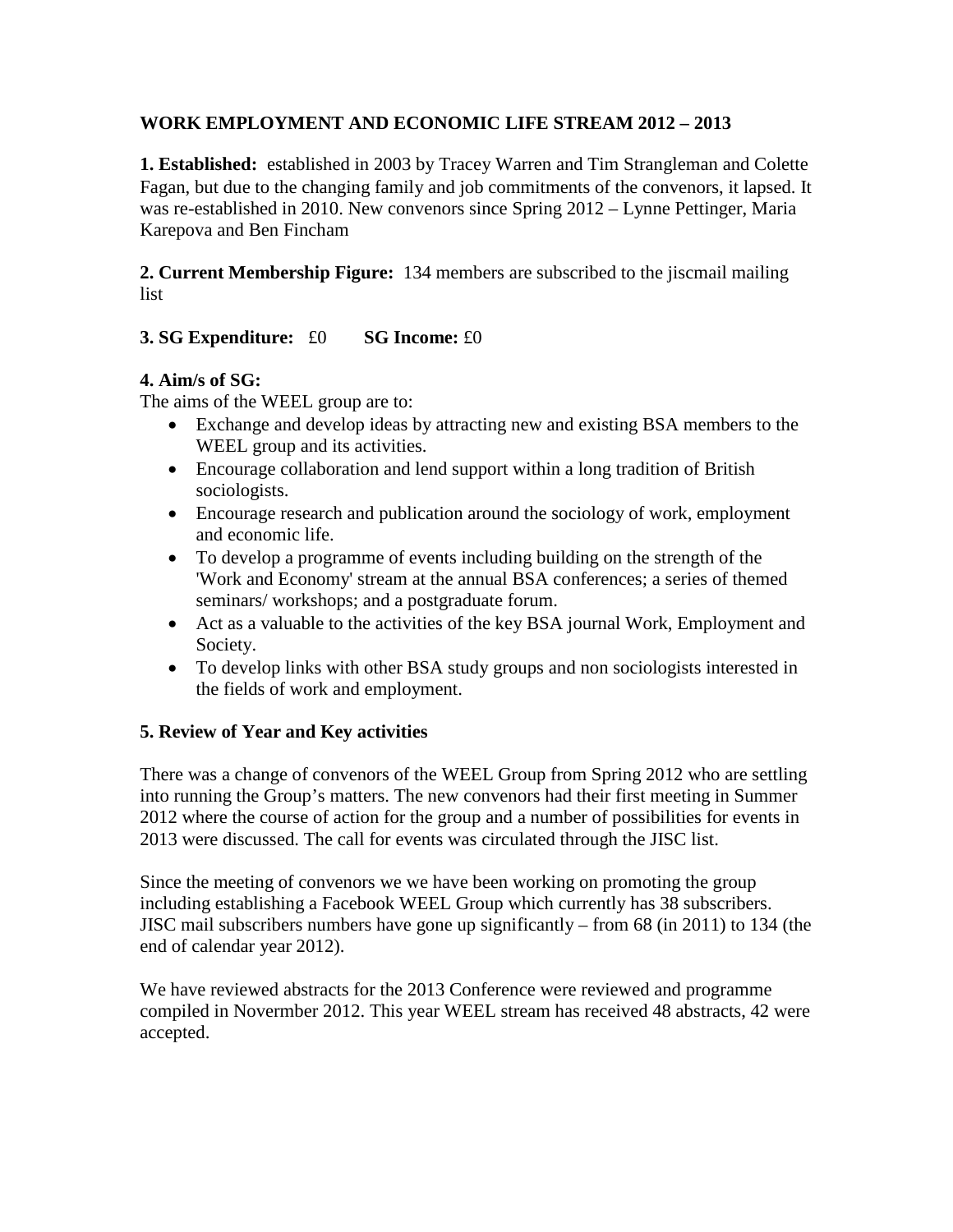**WORK EMPLOYMENT AND ECONOMIC LIFE STREAM 2012 – 2013**

**1. Established:** established in 2003 by Tracey Warren and Tim Strangleman and Colette Fagan, but due to the changing family and job commitments of the convenors, it lapsed. It was re-established in 2010. New convenors since Spring 2012 – Lynne Pettinger, Maria Karepova and Ben Fincham

**2. Current Membership Figure:** 134 members are subscribed to the jiscmail mailing list

**3. SG Expenditure:** £0 **SG Income:** £0

**4. Aim/s of SG:**

The aims of the WEEL group are to:

- Exchange and develop ideas by attracting new and existing BSA members to the WEEL group and its activities.
- Encourage collaboration and lend support within a long tradition of British sociologists.
- Encourage research and publication around the sociology of work, employment and economic life.
- To develop a programme of events including building on the strength of the 'Work and Economy' stream at the annual BSA conferences; a series of themed seminars/ workshops; and a postgraduate forum.
- Act as a valuable to the activities of the key BSA journal Work, Employment and Society.
- To develop links with other BSA study groups and non sociologists interested in the fields of work and employment.

**5. Review of Year and Key activities**

There was a change of convenors of the WEEL Group from Spring 2012 who are settling into running the Group's matters. The new convenors had their first meeting in Summer 2012 where the course of action for the group and a number of possibilities for events in 2013 were discussed. The call for events was circulated through the JISC list.

Since the meeting of convenors we we have been working on promoting the group including establishing a Facebook WEEL Group which currently has 38 subscribers. JISC mail subscribers numbers have gone up significantly – from 68 (in 2011) to 134 (the end of calendar year 2012).

We have reviewed abstracts for the 2013 Conference were reviewed and programme compiled in Novermber 2012. This year WEEL stream has received 48 abstracts, 42 were accepted.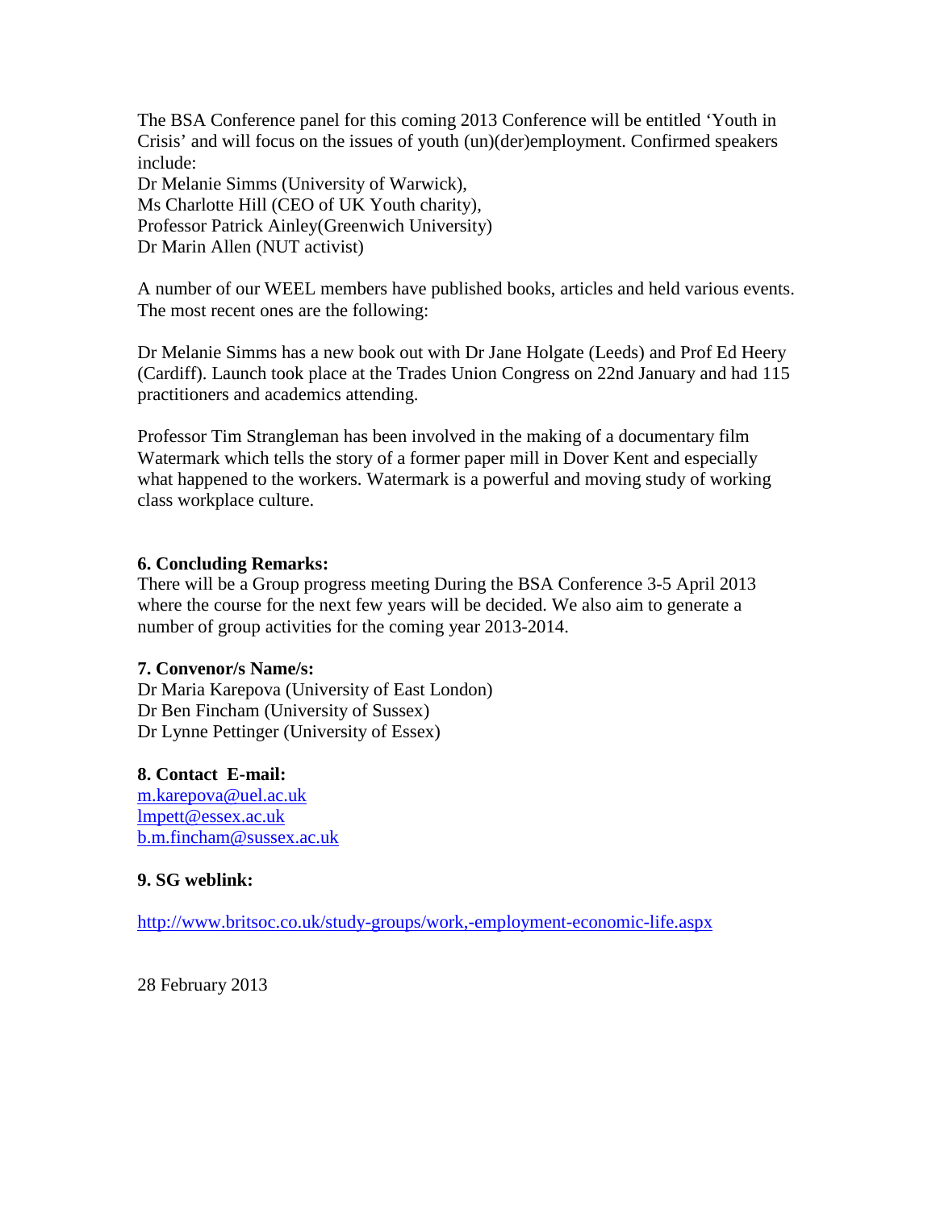The BSA Conference panel for this coming 2013 Conference will be entitled 'Youth in Crisis' and will focus on the issues of youth (un)(der)employment. Confirmed speakers include:
Dr Melanie Simms (University of Warwick),
Ms Charlotte Hill (CEO of UK Youth charity),
Professor Patrick Ainley(Greenwich University)
Dr Marin Allen (NUT activist)

A number of our WEEL members have published books, articles and held various events. The most recent ones are the following:

Dr Melanie Simms has a new book out with Dr Jane Holgate (Leeds) and Prof Ed Heery (Cardiff). Launch took place at the Trades Union Congress on 22nd January and had 115 practitioners and academics attending.

Professor Tim Strangleman has been involved in the making of a documentary film Watermark which tells the story of a former paper mill in Dover Kent and especially what happened to the workers. Watermark is a powerful and moving study of working class workplace culture.

**6. Concluding Remarks:**
There will be a Group progress meeting During the BSA Conference 3-5 April 2013 where the course for the next few years will be decided. We also aim to generate a number of group activities for the coming year 2013-2014.

**7. Convenor/s Name/s:**
Dr Maria Karepova (University of East London)
Dr Ben Fincham (University of Sussex)
Dr Lynne Pettinger (University of Essex)

**8. Contact E-mail:**
m.karepova@uel.ac.uk
lmpett@essex.ac.uk
b.m.fincham@sussex.ac.uk

**9. SG weblink:**

http://www.britsoc.co.uk/study-groups/work,-employment-economic-life.aspx

28 February 2013